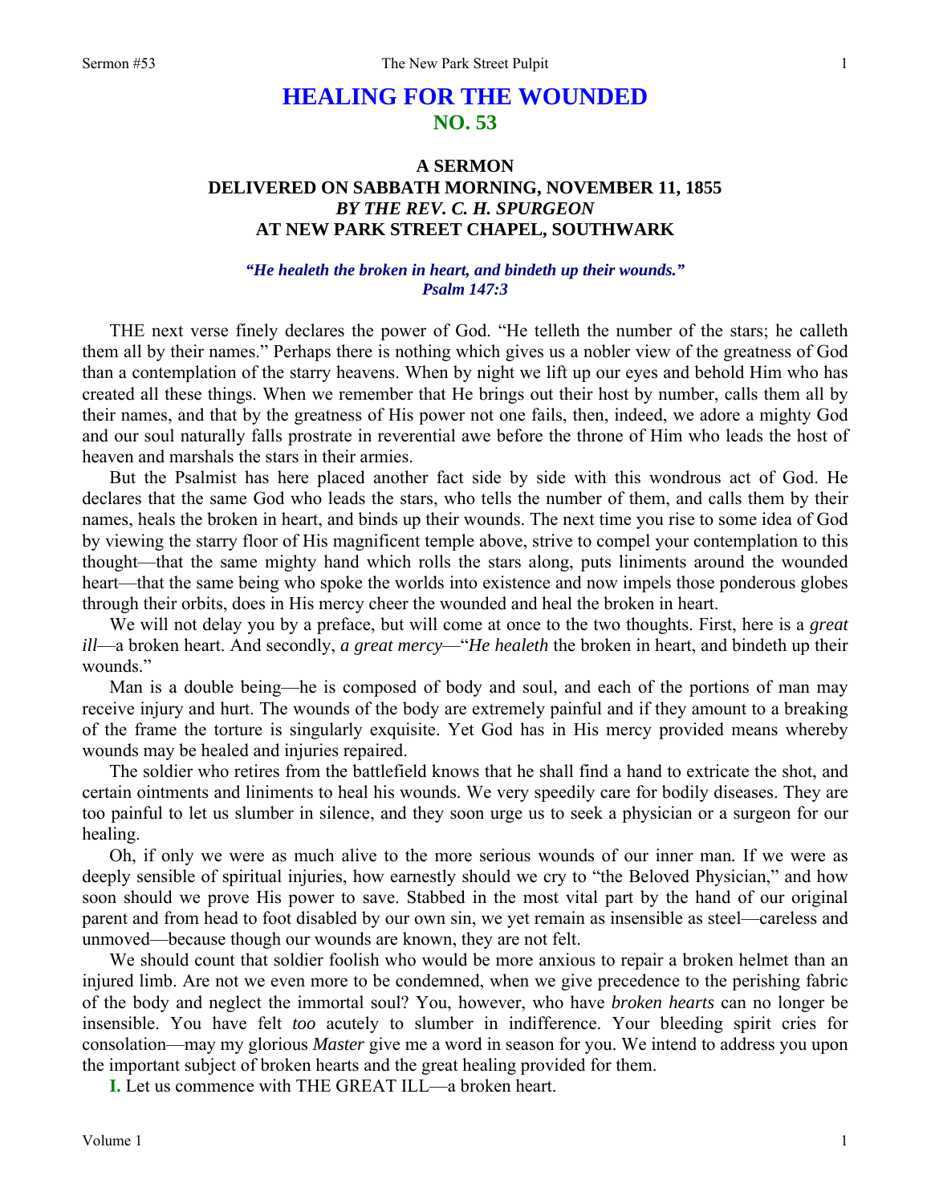# HEALING FOR THE WOUNDED
## NO. 53

### A SERMON
### DELIVERED ON SABBATH MORNING, NOVEMBER 11, 1855
### *BY THE REV. C. H. SPURGEON*
### AT NEW PARK STREET CHAPEL, SOUTHWARK

***"He healeth the broken in heart, and bindeth up their wounds."***
***Psalm 147:3***

THE next verse finely declares the power of God. "He telleth the number of the stars; he calleth them all by their names." Perhaps there is nothing which gives us a nobler view of the greatness of God than a contemplation of the starry heavens. When by night we lift up our eyes and behold Him who has created all these things. When we remember that He brings out their host by number, calls them all by their names, and that by the greatness of His power not one fails, then, indeed, we adore a mighty God and our soul naturally falls prostrate in reverential awe before the throne of Him who leads the host of heaven and marshals the stars in their armies.

But the Psalmist has here placed another fact side by side with this wondrous act of God. He declares that the same God who leads the stars, who tells the number of them, and calls them by their names, heals the broken in heart, and binds up their wounds. The next time you rise to some idea of God by viewing the starry floor of His magnificent temple above, strive to compel your contemplation to this thought—that the same mighty hand which rolls the stars along, puts liniments around the wounded heart—that the same being who spoke the worlds into existence and now impels those ponderous globes through their orbits, does in His mercy cheer the wounded and heal the broken in heart.

We will not delay you by a preface, but will come at once to the two thoughts. First, here is a *great ill*—a broken heart. And secondly, *a great mercy*—"*He healeth* the broken in heart, and bindeth up their wounds."

Man is a double being—he is composed of body and soul, and each of the portions of man may receive injury and hurt. The wounds of the body are extremely painful and if they amount to a breaking of the frame the torture is singularly exquisite. Yet God has in His mercy provided means whereby wounds may be healed and injuries repaired.

The soldier who retires from the battlefield knows that he shall find a hand to extricate the shot, and certain ointments and liniments to heal his wounds. We very speedily care for bodily diseases. They are too painful to let us slumber in silence, and they soon urge us to seek a physician or a surgeon for our healing.

Oh, if only we were as much alive to the more serious wounds of our inner man. If we were as deeply sensible of spiritual injuries, how earnestly should we cry to "the Beloved Physician," and how soon should we prove His power to save. Stabbed in the most vital part by the hand of our original parent and from head to foot disabled by our own sin, we yet remain as insensible as steel—careless and unmoved—because though our wounds are known, they are not felt.

We should count that soldier foolish who would be more anxious to repair a broken helmet than an injured limb. Are not we even more to be condemned, when we give precedence to the perishing fabric of the body and neglect the immortal soul? You, however, who have *broken hearts* can no longer be insensible. You have felt *too* acutely to slumber in indifference. Your bleeding spirit cries for consolation—may my glorious *Master* give me a word in season for you. We intend to address you upon the important subject of broken hearts and the great healing provided for them.

**I.** Let us commence with THE GREAT ILL—a broken heart.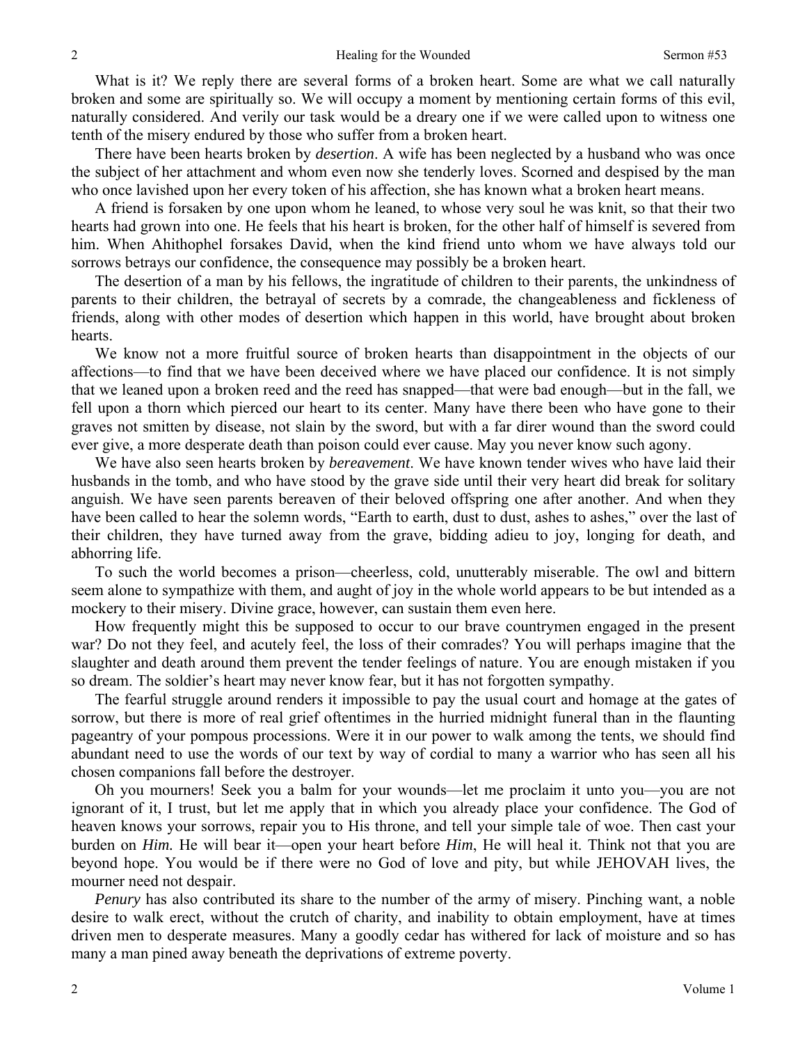What is it? We reply there are several forms of a broken heart. Some are what we call naturally broken and some are spiritually so. We will occupy a moment by mentioning certain forms of this evil, naturally considered. And verily our task would be a dreary one if we were called upon to witness one tenth of the misery endured by those who suffer from a broken heart.

There have been hearts broken by *desertion*. A wife has been neglected by a husband who was once the subject of her attachment and whom even now she tenderly loves. Scorned and despised by the man who once lavished upon her every token of his affection, she has known what a broken heart means.

A friend is forsaken by one upon whom he leaned, to whose very soul he was knit, so that their two hearts had grown into one. He feels that his heart is broken, for the other half of himself is severed from him. When Ahithophel forsakes David, when the kind friend unto whom we have always told our sorrows betrays our confidence, the consequence may possibly be a broken heart.

The desertion of a man by his fellows, the ingratitude of children to their parents, the unkindness of parents to their children, the betrayal of secrets by a comrade, the changeableness and fickleness of friends, along with other modes of desertion which happen in this world, have brought about broken hearts.

We know not a more fruitful source of broken hearts than disappointment in the objects of our affections—to find that we have been deceived where we have placed our confidence. It is not simply that we leaned upon a broken reed and the reed has snapped—that were bad enough—but in the fall, we fell upon a thorn which pierced our heart to its center. Many have there been who have gone to their graves not smitten by disease, not slain by the sword, but with a far direr wound than the sword could ever give, a more desperate death than poison could ever cause. May you never know such agony.

We have also seen hearts broken by *bereavement.* We have known tender wives who have laid their husbands in the tomb, and who have stood by the grave side until their very heart did break for solitary anguish. We have seen parents bereaven of their beloved offspring one after another. And when they have been called to hear the solemn words, "Earth to earth, dust to dust, ashes to ashes," over the last of their children, they have turned away from the grave, bidding adieu to joy, longing for death, and abhorring life.

To such the world becomes a prison—cheerless, cold, unutterably miserable. The owl and bittern seem alone to sympathize with them, and aught of joy in the whole world appears to be but intended as a mockery to their misery. Divine grace, however, can sustain them even here.

How frequently might this be supposed to occur to our brave countrymen engaged in the present war? Do not they feel, and acutely feel, the loss of their comrades? You will perhaps imagine that the slaughter and death around them prevent the tender feelings of nature. You are enough mistaken if you so dream. The soldier's heart may never know fear, but it has not forgotten sympathy.

The fearful struggle around renders it impossible to pay the usual court and homage at the gates of sorrow, but there is more of real grief oftentimes in the hurried midnight funeral than in the flaunting pageantry of your pompous processions. Were it in our power to walk among the tents, we should find abundant need to use the words of our text by way of cordial to many a warrior who has seen all his chosen companions fall before the destroyer.

Oh you mourners! Seek you a balm for your wounds—let me proclaim it unto you—you are not ignorant of it, I trust, but let me apply that in which you already place your confidence. The God of heaven knows your sorrows, repair you to His throne, and tell your simple tale of woe. Then cast your burden on *Him.* He will bear it—open your heart before *Him*, He will heal it. Think not that you are beyond hope. You would be if there were no God of love and pity, but while JEHOVAH lives, the mourner need not despair.

*Penury* has also contributed its share to the number of the army of misery. Pinching want, a noble desire to walk erect, without the crutch of charity, and inability to obtain employment, have at times driven men to desperate measures. Many a goodly cedar has withered for lack of moisture and so has many a man pined away beneath the deprivations of extreme poverty.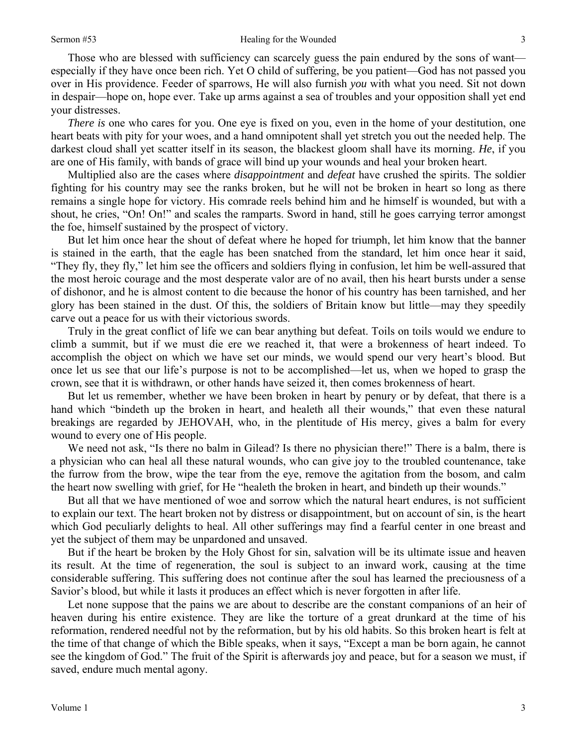Those who are blessed with sufficiency can scarcely guess the pain endured by the sons of want—especially if they have once been rich. Yet O child of suffering, be you patient—God has not passed you over in His providence. Feeder of sparrows, He will also furnish *you* with what you need. Sit not down in despair—hope on, hope ever. Take up arms against a sea of troubles and your opposition shall yet end your distresses.

*There is* one who cares for you. One eye is fixed on you, even in the home of your destitution, one heart beats with pity for your woes, and a hand omnipotent shall yet stretch you out the needed help. The darkest cloud shall yet scatter itself in its season, the blackest gloom shall have its morning. *He*, if you are one of His family, with bands of grace will bind up your wounds and heal your broken heart.

Multiplied also are the cases where *disappointment* and *defeat* have crushed the spirits. The soldier fighting for his country may see the ranks broken, but he will not be broken in heart so long as there remains a single hope for victory. His comrade reels behind him and he himself is wounded, but with a shout, he cries, "On! On!" and scales the ramparts. Sword in hand, still he goes carrying terror amongst the foe, himself sustained by the prospect of victory.

But let him once hear the shout of defeat where he hoped for triumph, let him know that the banner is stained in the earth, that the eagle has been snatched from the standard, let him once hear it said, "They fly, they fly," let him see the officers and soldiers flying in confusion, let him be well-assured that the most heroic courage and the most desperate valor are of no avail, then his heart bursts under a sense of dishonor, and he is almost content to die because the honor of his country has been tarnished, and her glory has been stained in the dust. Of this, the soldiers of Britain know but little—may they speedily carve out a peace for us with their victorious swords.

Truly in the great conflict of life we can bear anything but defeat. Toils on toils would we endure to climb a summit, but if we must die ere we reached it, that were a brokenness of heart indeed. To accomplish the object on which we have set our minds, we would spend our very heart's blood. But once let us see that our life's purpose is not to be accomplished—let us, when we hoped to grasp the crown, see that it is withdrawn, or other hands have seized it, then comes brokenness of heart.

But let us remember, whether we have been broken in heart by penury or by defeat, that there is a hand which "bindeth up the broken in heart, and healeth all their wounds," that even these natural breakings are regarded by JEHOVAH, who, in the plentitude of His mercy, gives a balm for every wound to every one of His people.

We need not ask, "Is there no balm in Gilead? Is there no physician there!" There is a balm, there is a physician who can heal all these natural wounds, who can give joy to the troubled countenance, take the furrow from the brow, wipe the tear from the eye, remove the agitation from the bosom, and calm the heart now swelling with grief, for He "healeth the broken in heart, and bindeth up their wounds."

But all that we have mentioned of woe and sorrow which the natural heart endures, is not sufficient to explain our text. The heart broken not by distress or disappointment, but on account of sin, is the heart which God peculiarly delights to heal. All other sufferings may find a fearful center in one breast and yet the subject of them may be unpardoned and unsaved.

But if the heart be broken by the Holy Ghost for sin, salvation will be its ultimate issue and heaven its result. At the time of regeneration, the soul is subject to an inward work, causing at the time considerable suffering. This suffering does not continue after the soul has learned the preciousness of a Savior's blood, but while it lasts it produces an effect which is never forgotten in after life.

Let none suppose that the pains we are about to describe are the constant companions of an heir of heaven during his entire existence. They are like the torture of a great drunkard at the time of his reformation, rendered needful not by the reformation, but by his old habits. So this broken heart is felt at the time of that change of which the Bible speaks, when it says, "Except a man be born again, he cannot see the kingdom of God." The fruit of the Spirit is afterwards joy and peace, but for a season we must, if saved, endure much mental agony.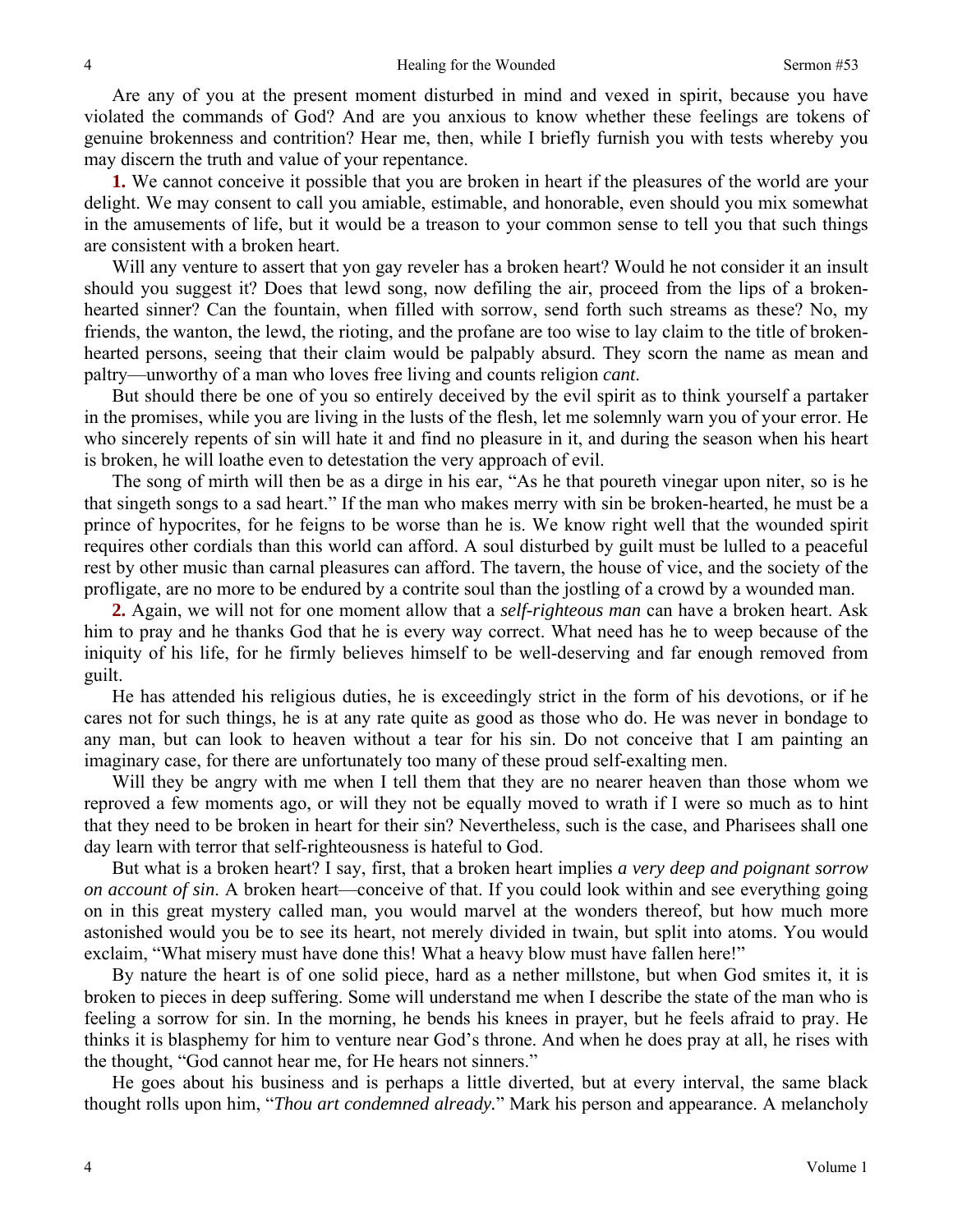Are any of you at the present moment disturbed in mind and vexed in spirit, because you have violated the commands of God? And are you anxious to know whether these feelings are tokens of genuine brokenness and contrition? Hear me, then, while I briefly furnish you with tests whereby you may discern the truth and value of your repentance.

**1.** We cannot conceive it possible that you are broken in heart if the pleasures of the world are your delight. We may consent to call you amiable, estimable, and honorable, even should you mix somewhat in the amusements of life, but it would be a treason to your common sense to tell you that such things are consistent with a broken heart.

Will any venture to assert that yon gay reveler has a broken heart? Would he not consider it an insult should you suggest it? Does that lewd song, now defiling the air, proceed from the lips of a broken-hearted sinner? Can the fountain, when filled with sorrow, send forth such streams as these? No, my friends, the wanton, the lewd, the rioting, and the profane are too wise to lay claim to the title of broken-hearted persons, seeing that their claim would be palpably absurd. They scorn the name as mean and paltry—unworthy of a man who loves free living and counts religion *cant*.

But should there be one of you so entirely deceived by the evil spirit as to think yourself a partaker in the promises, while you are living in the lusts of the flesh, let me solemnly warn you of your error. He who sincerely repents of sin will hate it and find no pleasure in it, and during the season when his heart is broken, he will loathe even to detestation the very approach of evil.

The song of mirth will then be as a dirge in his ear, "As he that poureth vinegar upon niter, so is he that singeth songs to a sad heart." If the man who makes merry with sin be broken-hearted, he must be a prince of hypocrites, for he feigns to be worse than he is. We know right well that the wounded spirit requires other cordials than this world can afford. A soul disturbed by guilt must be lulled to a peaceful rest by other music than carnal pleasures can afford. The tavern, the house of vice, and the society of the profligate, are no more to be endured by a contrite soul than the jostling of a crowd by a wounded man.

**2.** Again, we will not for one moment allow that a *self-righteous man* can have a broken heart. Ask him to pray and he thanks God that he is every way correct. What need has he to weep because of the iniquity of his life, for he firmly believes himself to be well-deserving and far enough removed from guilt.

He has attended his religious duties, he is exceedingly strict in the form of his devotions, or if he cares not for such things, he is at any rate quite as good as those who do. He was never in bondage to any man, but can look to heaven without a tear for his sin. Do not conceive that I am painting an imaginary case, for there are unfortunately too many of these proud self-exalting men.

Will they be angry with me when I tell them that they are no nearer heaven than those whom we reproved a few moments ago, or will they not be equally moved to wrath if I were so much as to hint that they need to be broken in heart for their sin? Nevertheless, such is the case, and Pharisees shall one day learn with terror that self-righteousness is hateful to God.

But what is a broken heart? I say, first, that a broken heart implies *a very deep and poignant sorrow on account of sin*. A broken heart—conceive of that. If you could look within and see everything going on in this great mystery called man, you would marvel at the wonders thereof, but how much more astonished would you be to see its heart, not merely divided in twain, but split into atoms. You would exclaim, "What misery must have done this! What a heavy blow must have fallen here!"

By nature the heart is of one solid piece, hard as a nether millstone, but when God smites it, it is broken to pieces in deep suffering. Some will understand me when I describe the state of the man who is feeling a sorrow for sin. In the morning, he bends his knees in prayer, but he feels afraid to pray. He thinks it is blasphemy for him to venture near God's throne. And when he does pray at all, he rises with the thought, "God cannot hear me, for He hears not sinners."

He goes about his business and is perhaps a little diverted, but at every interval, the same black thought rolls upon him, "*Thou art condemned already.*" Mark his person and appearance. A melancholy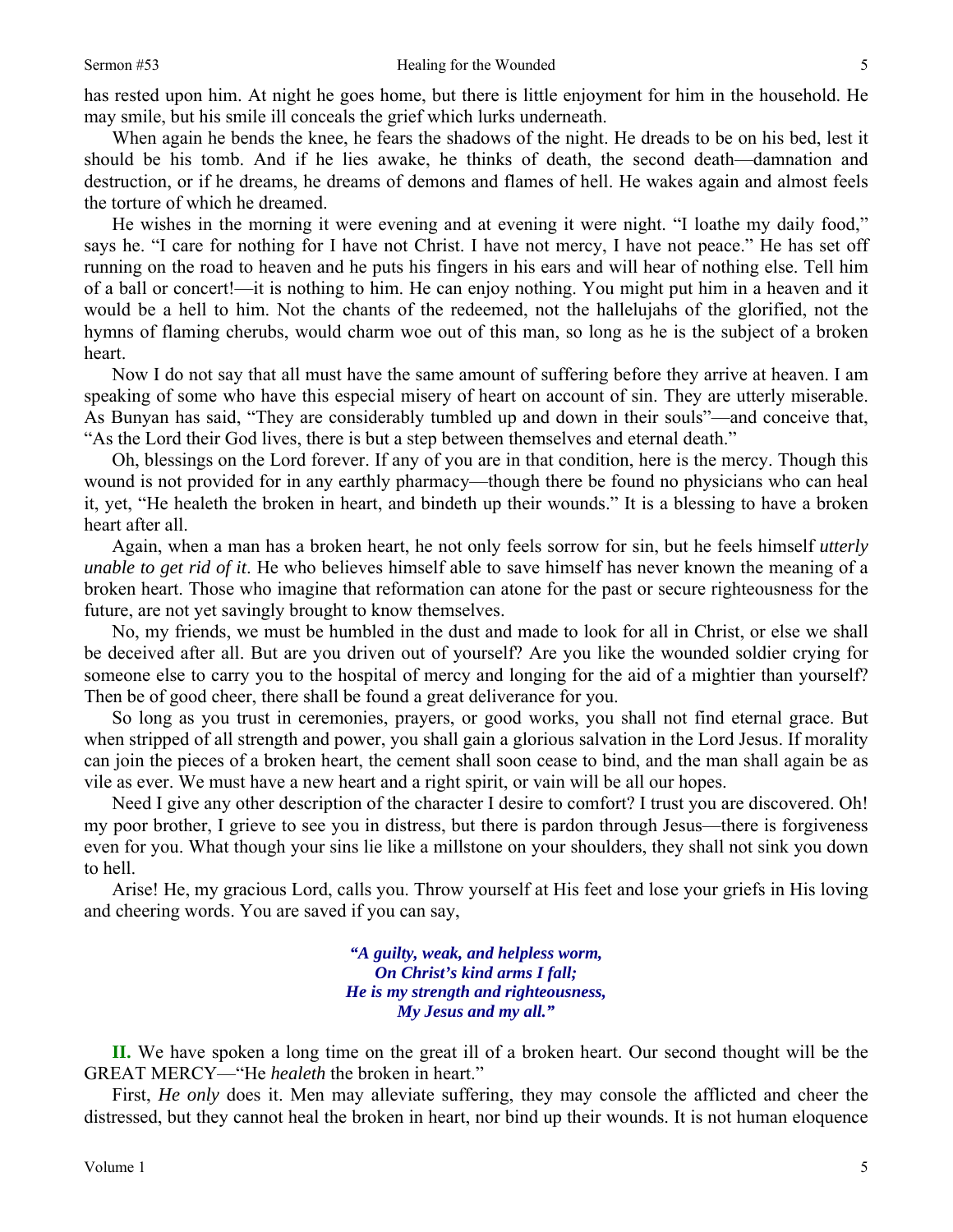has rested upon him. At night he goes home, but there is little enjoyment for him in the household. He may smile, but his smile ill conceals the grief which lurks underneath.

When again he bends the knee, he fears the shadows of the night. He dreads to be on his bed, lest it should be his tomb. And if he lies awake, he thinks of death, the second death—damnation and destruction, or if he dreams, he dreams of demons and flames of hell. He wakes again and almost feels the torture of which he dreamed.

He wishes in the morning it were evening and at evening it were night. "I loathe my daily food," says he. "I care for nothing for I have not Christ. I have not mercy, I have not peace." He has set off running on the road to heaven and he puts his fingers in his ears and will hear of nothing else. Tell him of a ball or concert!—it is nothing to him. He can enjoy nothing. You might put him in a heaven and it would be a hell to him. Not the chants of the redeemed, not the hallelujahs of the glorified, not the hymns of flaming cherubs, would charm woe out of this man, so long as he is the subject of a broken heart.

Now I do not say that all must have the same amount of suffering before they arrive at heaven. I am speaking of some who have this especial misery of heart on account of sin. They are utterly miserable. As Bunyan has said, "They are considerably tumbled up and down in their souls"—and conceive that, "As the Lord their God lives, there is but a step between themselves and eternal death."

Oh, blessings on the Lord forever. If any of you are in that condition, here is the mercy. Though this wound is not provided for in any earthly pharmacy—though there be found no physicians who can heal it, yet, "He healeth the broken in heart, and bindeth up their wounds." It is a blessing to have a broken heart after all.

Again, when a man has a broken heart, he not only feels sorrow for sin, but he feels himself *utterly unable to get rid of it*. He who believes himself able to save himself has never known the meaning of a broken heart. Those who imagine that reformation can atone for the past or secure righteousness for the future, are not yet savingly brought to know themselves.

No, my friends, we must be humbled in the dust and made to look for all in Christ, or else we shall be deceived after all. But are you driven out of yourself? Are you like the wounded soldier crying for someone else to carry you to the hospital of mercy and longing for the aid of a mightier than yourself? Then be of good cheer, there shall be found a great deliverance for you.

So long as you trust in ceremonies, prayers, or good works, you shall not find eternal grace. But when stripped of all strength and power, you shall gain a glorious salvation in the Lord Jesus. If morality can join the pieces of a broken heart, the cement shall soon cease to bind, and the man shall again be as vile as ever. We must have a new heart and a right spirit, or vain will be all our hopes.

Need I give any other description of the character I desire to comfort? I trust you are discovered. Oh! my poor brother, I grieve to see you in distress, but there is pardon through Jesus—there is forgiveness even for you. What though your sins lie like a millstone on your shoulders, they shall not sink you down to hell.

Arise! He, my gracious Lord, calls you. Throw yourself at His feet and lose your griefs in His loving and cheering words. You are saved if you can say,

> ***"A guilty, weak, and helpless worm,***
> ***On Christ's kind arms I fall;***
> ***He is my strength and righteousness,***
> ***My Jesus and my all."***

**II.** We have spoken a long time on the great ill of a broken heart. Our second thought will be the GREAT MERCY—"He *healeth* the broken in heart."

First, *He only* does it. Men may alleviate suffering, they may console the afflicted and cheer the distressed, but they cannot heal the broken in heart, nor bind up their wounds. It is not human eloquence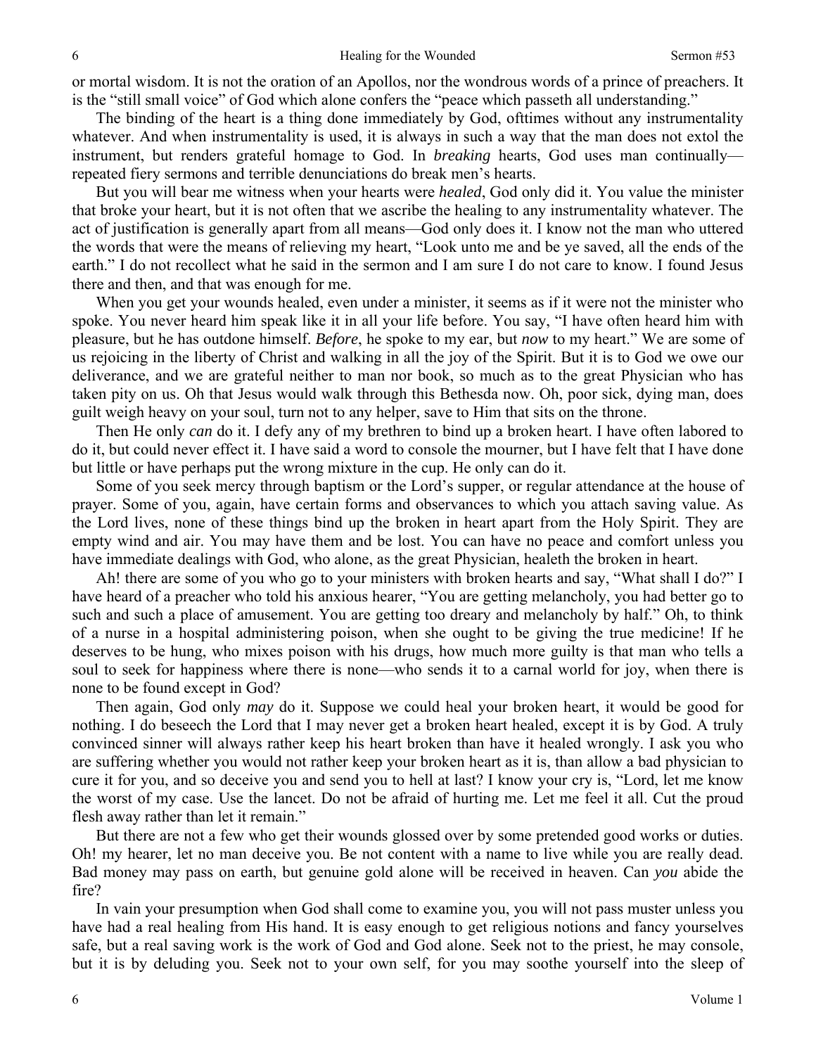or mortal wisdom. It is not the oration of an Apollos, nor the wondrous words of a prince of preachers. It is the "still small voice" of God which alone confers the "peace which passeth all understanding."

The binding of the heart is a thing done immediately by God, ofttimes without any instrumentality whatever. And when instrumentality is used, it is always in such a way that the man does not extol the instrument, but renders grateful homage to God. In *breaking* hearts, God uses man continually—repeated fiery sermons and terrible denunciations do break men's hearts.

But you will bear me witness when your hearts were *healed*, God only did it. You value the minister that broke your heart, but it is not often that we ascribe the healing to any instrumentality whatever. The act of justification is generally apart from all means—God only does it. I know not the man who uttered the words that were the means of relieving my heart, "Look unto me and be ye saved, all the ends of the earth." I do not recollect what he said in the sermon and I am sure I do not care to know. I found Jesus there and then, and that was enough for me.

When you get your wounds healed, even under a minister, it seems as if it were not the minister who spoke. You never heard him speak like it in all your life before. You say, "I have often heard him with pleasure, but he has outdone himself. *Before*, he spoke to my ear, but *now* to my heart." We are some of us rejoicing in the liberty of Christ and walking in all the joy of the Spirit. But it is to God we owe our deliverance, and we are grateful neither to man nor book, so much as to the great Physician who has taken pity on us. Oh that Jesus would walk through this Bethesda now. Oh, poor sick, dying man, does guilt weigh heavy on your soul, turn not to any helper, save to Him that sits on the throne.

Then He only *can* do it. I defy any of my brethren to bind up a broken heart. I have often labored to do it, but could never effect it. I have said a word to console the mourner, but I have felt that I have done but little or have perhaps put the wrong mixture in the cup. He only can do it.

Some of you seek mercy through baptism or the Lord's supper, or regular attendance at the house of prayer. Some of you, again, have certain forms and observances to which you attach saving value. As the Lord lives, none of these things bind up the broken in heart apart from the Holy Spirit. They are empty wind and air. You may have them and be lost. You can have no peace and comfort unless you have immediate dealings with God, who alone, as the great Physician, healeth the broken in heart.

Ah! there are some of you who go to your ministers with broken hearts and say, "What shall I do?" I have heard of a preacher who told his anxious hearer, "You are getting melancholy, you had better go to such and such a place of amusement. You are getting too dreary and melancholy by half." Oh, to think of a nurse in a hospital administering poison, when she ought to be giving the true medicine! If he deserves to be hung, who mixes poison with his drugs, how much more guilty is that man who tells a soul to seek for happiness where there is none—who sends it to a carnal world for joy, when there is none to be found except in God?

Then again, God only *may* do it. Suppose we could heal your broken heart, it would be good for nothing. I do beseech the Lord that I may never get a broken heart healed, except it is by God. A truly convinced sinner will always rather keep his heart broken than have it healed wrongly. I ask you who are suffering whether you would not rather keep your broken heart as it is, than allow a bad physician to cure it for you, and so deceive you and send you to hell at last? I know your cry is, "Lord, let me know the worst of my case. Use the lancet. Do not be afraid of hurting me. Let me feel it all. Cut the proud flesh away rather than let it remain."

But there are not a few who get their wounds glossed over by some pretended good works or duties. Oh! my hearer, let no man deceive you. Be not content with a name to live while you are really dead. Bad money may pass on earth, but genuine gold alone will be received in heaven. Can *you* abide the fire?

In vain your presumption when God shall come to examine you, you will not pass muster unless you have had a real healing from His hand. It is easy enough to get religious notions and fancy yourselves safe, but a real saving work is the work of God and God alone. Seek not to the priest, he may console, but it is by deluding you. Seek not to your own self, for you may soothe yourself into the sleep of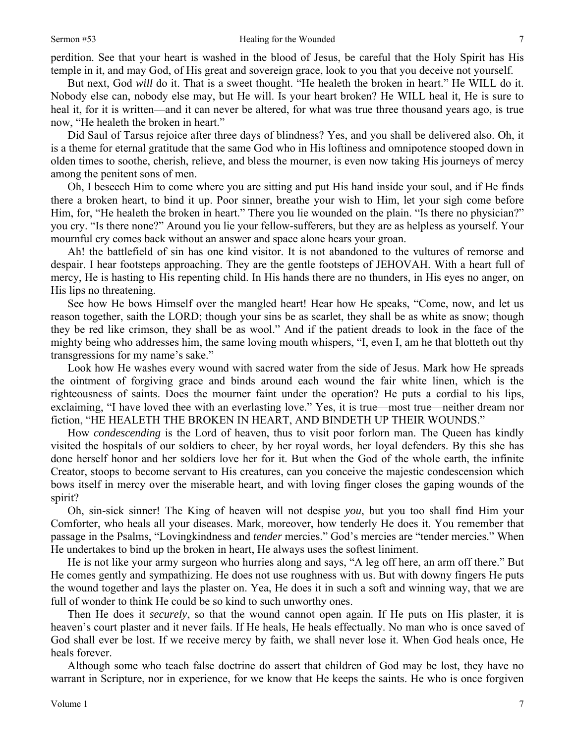perdition. See that your heart is washed in the blood of Jesus, be careful that the Holy Spirit has His temple in it, and may God, of His great and sovereign grace, look to you that you deceive not yourself.

But next, God *will* do it. That is a sweet thought. "He healeth the broken in heart." He WILL do it. Nobody else can, nobody else may, but He will. Is your heart broken? He WILL heal it, He is sure to heal it, for it is written—and it can never be altered, for what was true three thousand years ago, is true now, "He healeth the broken in heart."

Did Saul of Tarsus rejoice after three days of blindness? Yes, and you shall be delivered also. Oh, it is a theme for eternal gratitude that the same God who in His loftiness and omnipotence stooped down in olden times to soothe, cherish, relieve, and bless the mourner, is even now taking His journeys of mercy among the penitent sons of men.

Oh, I beseech Him to come where you are sitting and put His hand inside your soul, and if He finds there a broken heart, to bind it up. Poor sinner, breathe your wish to Him, let your sigh come before Him, for, "He healeth the broken in heart." There you lie wounded on the plain. "Is there no physician?" you cry. "Is there none?" Around you lie your fellow-sufferers, but they are as helpless as yourself. Your mournful cry comes back without an answer and space alone hears your groan.

Ah! the battlefield of sin has one kind visitor. It is not abandoned to the vultures of remorse and despair. I hear footsteps approaching. They are the gentle footsteps of JEHOVAH. With a heart full of mercy, He is hasting to His repenting child. In His hands there are no thunders, in His eyes no anger, on His lips no threatening.

See how He bows Himself over the mangled heart! Hear how He speaks, "Come, now, and let us reason together, saith the LORD; though your sins be as scarlet, they shall be as white as snow; though they be red like crimson, they shall be as wool." And if the patient dreads to look in the face of the mighty being who addresses him, the same loving mouth whispers, "I, even I, am he that blotteth out thy transgressions for my name's sake."

Look how He washes every wound with sacred water from the side of Jesus. Mark how He spreads the ointment of forgiving grace and binds around each wound the fair white linen, which is the righteousness of saints. Does the mourner faint under the operation? He puts a cordial to his lips, exclaiming, "I have loved thee with an everlasting love." Yes, it is true—most true—neither dream nor fiction, "HE HEALETH THE BROKEN IN HEART, AND BINDETH UP THEIR WOUNDS."

How *condescending* is the Lord of heaven, thus to visit poor forlorn man. The Queen has kindly visited the hospitals of our soldiers to cheer, by her royal words, her loyal defenders. By this she has done herself honor and her soldiers love her for it. But when the God of the whole earth, the infinite Creator, stoops to become servant to His creatures, can you conceive the majestic condescension which bows itself in mercy over the miserable heart, and with loving finger closes the gaping wounds of the spirit?

Oh, sin-sick sinner! The King of heaven will not despise *you*, but you too shall find Him your Comforter, who heals all your diseases. Mark, moreover, how tenderly He does it. You remember that passage in the Psalms, "Lovingkindness and *tender* mercies." God's mercies are "tender mercies." When He undertakes to bind up the broken in heart, He always uses the softest liniment.

He is not like your army surgeon who hurries along and says, "A leg off here, an arm off there." But He comes gently and sympathizing. He does not use roughness with us. But with downy fingers He puts the wound together and lays the plaster on. Yea, He does it in such a soft and winning way, that we are full of wonder to think He could be so kind to such unworthy ones.

Then He does it *securely*, so that the wound cannot open again. If He puts on His plaster, it is heaven's court plaster and it never fails. If He heals, He heals effectually. No man who is once saved of God shall ever be lost. If we receive mercy by faith, we shall never lose it. When God heals once, He heals forever.

Although some who teach false doctrine do assert that children of God may be lost, they have no warrant in Scripture, nor in experience, for we know that He keeps the saints. He who is once forgiven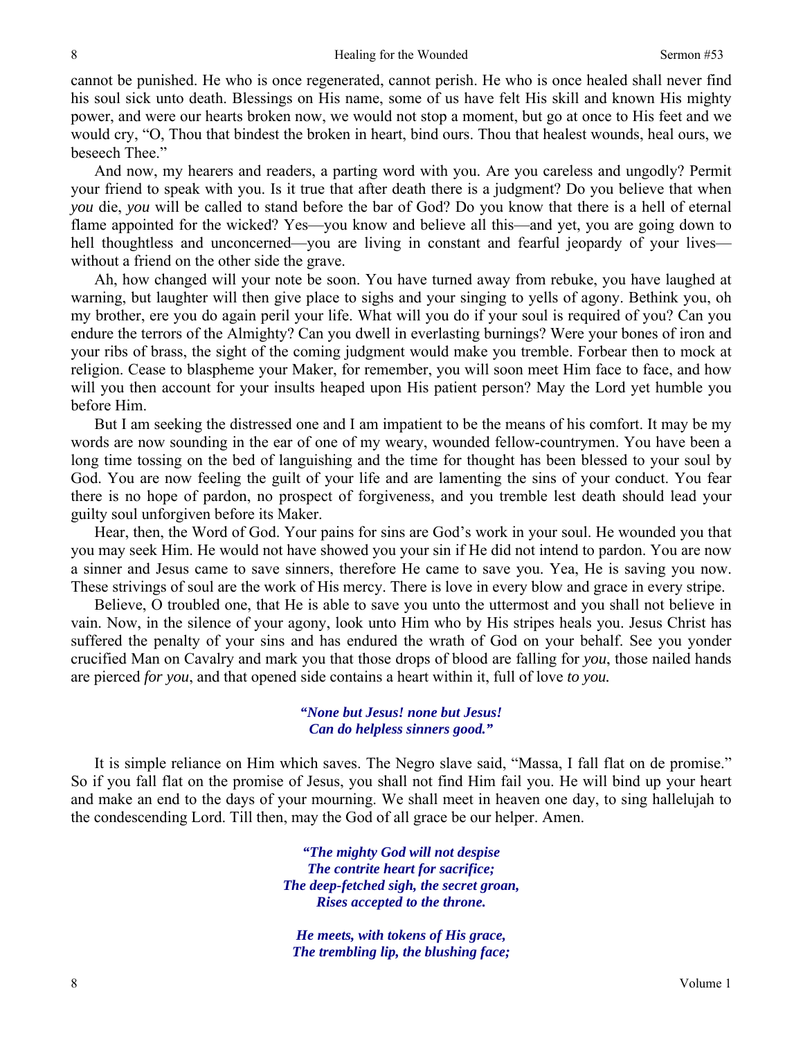cannot be punished. He who is once regenerated, cannot perish. He who is once healed shall never find his soul sick unto death. Blessings on His name, some of us have felt His skill and known His mighty power, and were our hearts broken now, we would not stop a moment, but go at once to His feet and we would cry, "O, Thou that bindest the broken in heart, bind ours. Thou that healest wounds, heal ours, we beseech Thee."

And now, my hearers and readers, a parting word with you. Are you careless and ungodly? Permit your friend to speak with you. Is it true that after death there is a judgment? Do you believe that when *you* die, *you* will be called to stand before the bar of God? Do you know that there is a hell of eternal flame appointed for the wicked? Yes—you know and believe all this—and yet, you are going down to hell thoughtless and unconcerned—you are living in constant and fearful jeopardy of your lives—without a friend on the other side the grave.

Ah, how changed will your note be soon. You have turned away from rebuke, you have laughed at warning, but laughter will then give place to sighs and your singing to yells of agony. Bethink you, oh my brother, ere you do again peril your life. What will you do if your soul is required of you? Can you endure the terrors of the Almighty? Can you dwell in everlasting burnings? Were your bones of iron and your ribs of brass, the sight of the coming judgment would make you tremble. Forbear then to mock at religion. Cease to blaspheme your Maker, for remember, you will soon meet Him face to face, and how will you then account for your insults heaped upon His patient person? May the Lord yet humble you before Him.

But I am seeking the distressed one and I am impatient to be the means of his comfort. It may be my words are now sounding in the ear of one of my weary, wounded fellow-countrymen. You have been a long time tossing on the bed of languishing and the time for thought has been blessed to your soul by God. You are now feeling the guilt of your life and are lamenting the sins of your conduct. You fear there is no hope of pardon, no prospect of forgiveness, and you tremble lest death should lead your guilty soul unforgiven before its Maker.

Hear, then, the Word of God. Your pains for sins are God's work in your soul. He wounded you that you may seek Him. He would not have showed you your sin if He did not intend to pardon. You are now a sinner and Jesus came to save sinners, therefore He came to save you. Yea, He is saving you now. These strivings of soul are the work of His mercy. There is love in every blow and grace in every stripe.

Believe, O troubled one, that He is able to save you unto the uttermost and you shall not believe in vain. Now, in the silence of your agony, look unto Him who by His stripes heals you. Jesus Christ has suffered the penalty of your sins and has endured the wrath of God on your behalf. See you yonder crucified Man on Cavalry and mark you that those drops of blood are falling for *you*, those nailed hands are pierced *for you*, and that opened side contains a heart within it, full of love *to you.*

***"None but Jesus! none but Jesus!***
***Can do helpless sinners good."***

It is simple reliance on Him which saves. The Negro slave said, "Massa, I fall flat on de promise." So if you fall flat on the promise of Jesus, you shall not find Him fail you. He will bind up your heart and make an end to the days of your mourning. We shall meet in heaven one day, to sing hallelujah to the condescending Lord. Till then, may the God of all grace be our helper. Amen.

***"The mighty God will not despise***
***The contrite heart for sacrifice;***
***The deep-fetched sigh, the secret groan,***
***Rises accepted to the throne.***

***He meets, with tokens of His grace,***
***The trembling lip, the blushing face;***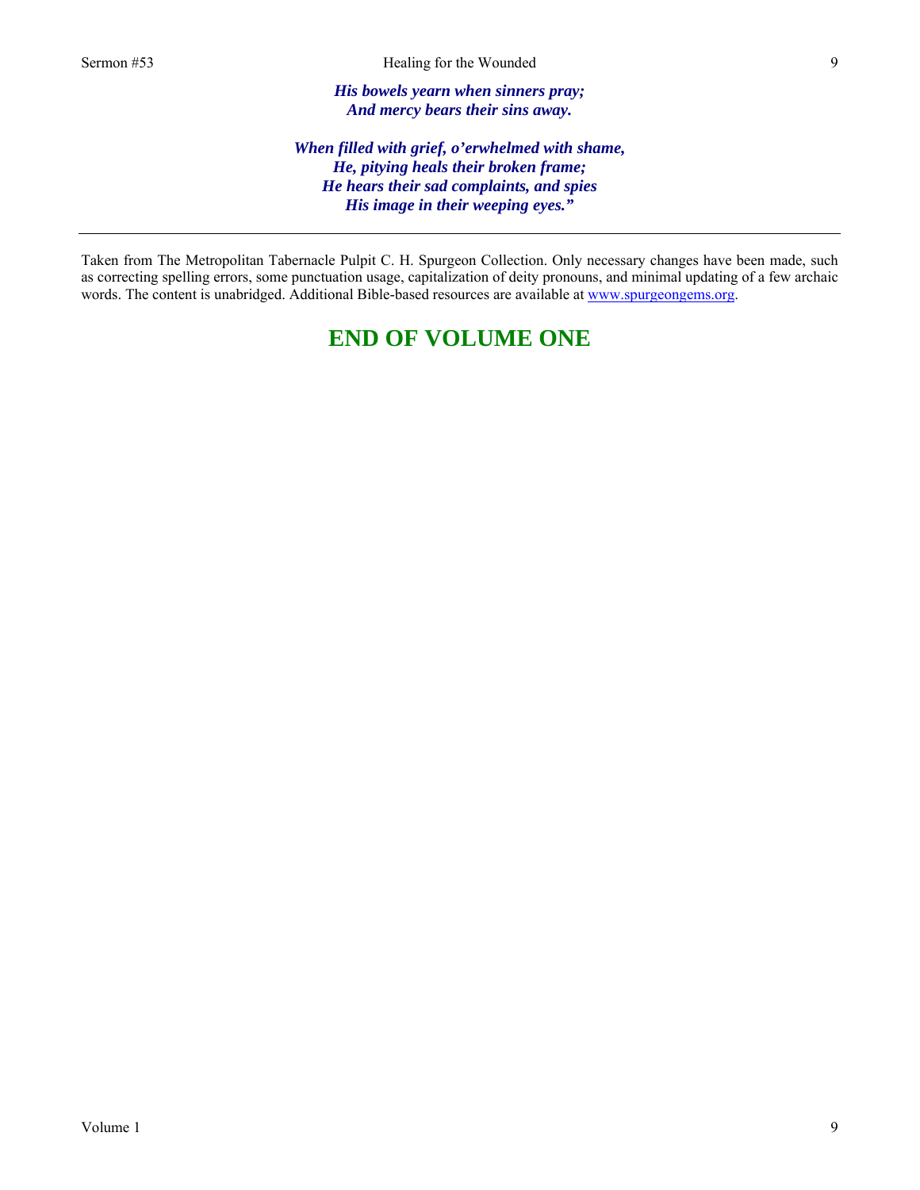*His bowels yearn when sinners pray;*
*And mercy bears their sins away.*

*When filled with grief, o'erwhelmed with shame,*
*He, pitying heals their broken frame;*
*He hears their sad complaints, and spies*
*His image in their weeping eyes."*

---

Taken from The Metropolitan Tabernacle Pulpit C. H. Spurgeon Collection. Only necessary changes have been made, such as correcting spelling errors, some punctuation usage, capitalization of deity pronouns, and minimal updating of a few archaic words. The content is unabridged. Additional Bible-based resources are available at www.spurgeongems.org.

# END OF VOLUME ONE